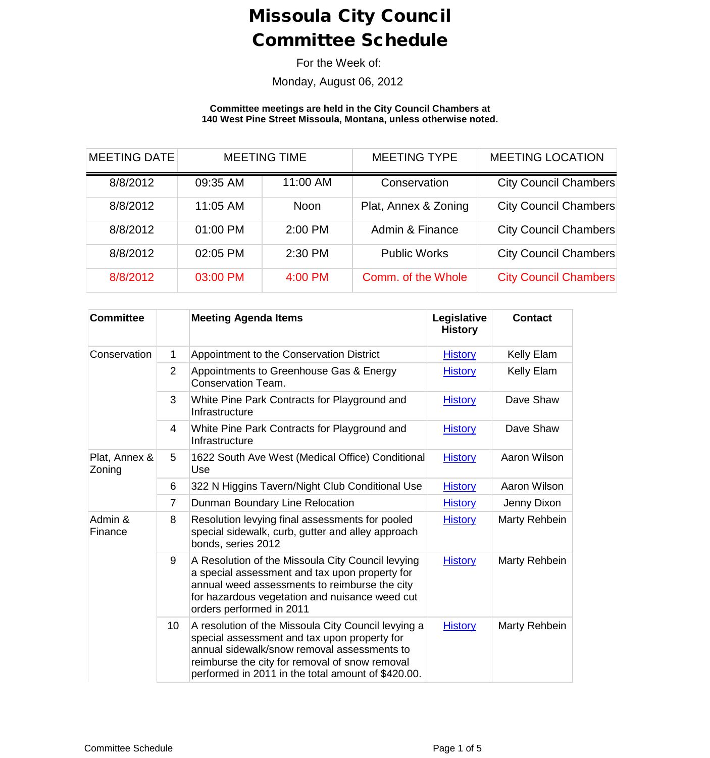# Missoula City Council
# Committee Schedule

For the Week of:

Monday, August 06, 2012

**Committee meetings are held in the City Council Chambers at 140 West Pine Street Missoula, Montana, unless otherwise noted.**

| MEETING DATE | MEETING TIME | | MEETING TYPE | MEETING LOCATION |
|---|---|---|---|---|
| 8/8/2012 | 09:35 AM | 11:00 AM | Conservation | City Council Chambers |
| 8/8/2012 | 11:05 AM | Noon | Plat, Annex & Zoning | City Council Chambers |
| 8/8/2012 | 01:00 PM | 2:00 PM | Admin & Finance | City Council Chambers |
| 8/8/2012 | 02:05 PM | 2:30 PM | Public Works | City Council Chambers |
| 8/8/2012 | 03:00 PM | 4:00 PM | Comm. of the Whole | City Council Chambers |

| Committee | | Meeting Agenda Items | Legislative History | Contact |
|---|---|---|---|---|
| Conservation | 1 | Appointment to the Conservation District | History | Kelly Elam |
| | 2 | Appointments to Greenhouse Gas & Energy Conservation Team. | History | Kelly Elam |
| | 3 | White Pine Park Contracts for Playground and Infrastructure | History | Dave Shaw |
| | 4 | White Pine Park Contracts for Playground and Infrastructure | History | Dave Shaw |
| Plat, Annex & Zoning | 5 | 1622 South Ave West (Medical Office) Conditional Use | History | Aaron Wilson |
| | 6 | 322 N Higgins Tavern/Night Club Conditional Use | History | Aaron Wilson |
| | 7 | Dunman Boundary Line Relocation | History | Jenny Dixon |
| Admin & Finance | 8 | Resolution levying final assessments for pooled special sidewalk, curb, gutter and alley approach bonds, series 2012 | History | Marty Rehbein |
| | 9 | A Resolution of the Missoula City Council levying a special assessment and tax upon property for annual weed assessments to reimburse the city for hazardous vegetation and nuisance weed cut orders performed in 2011 | History | Marty Rehbein |
| | 10 | A resolution of the Missoula City Council levying a special assessment and tax upon property for annual sidewalk/snow removal assessments to reimburse the city for removal of snow removal performed in 2011 in the total amount of $420.00. | History | Marty Rehbein |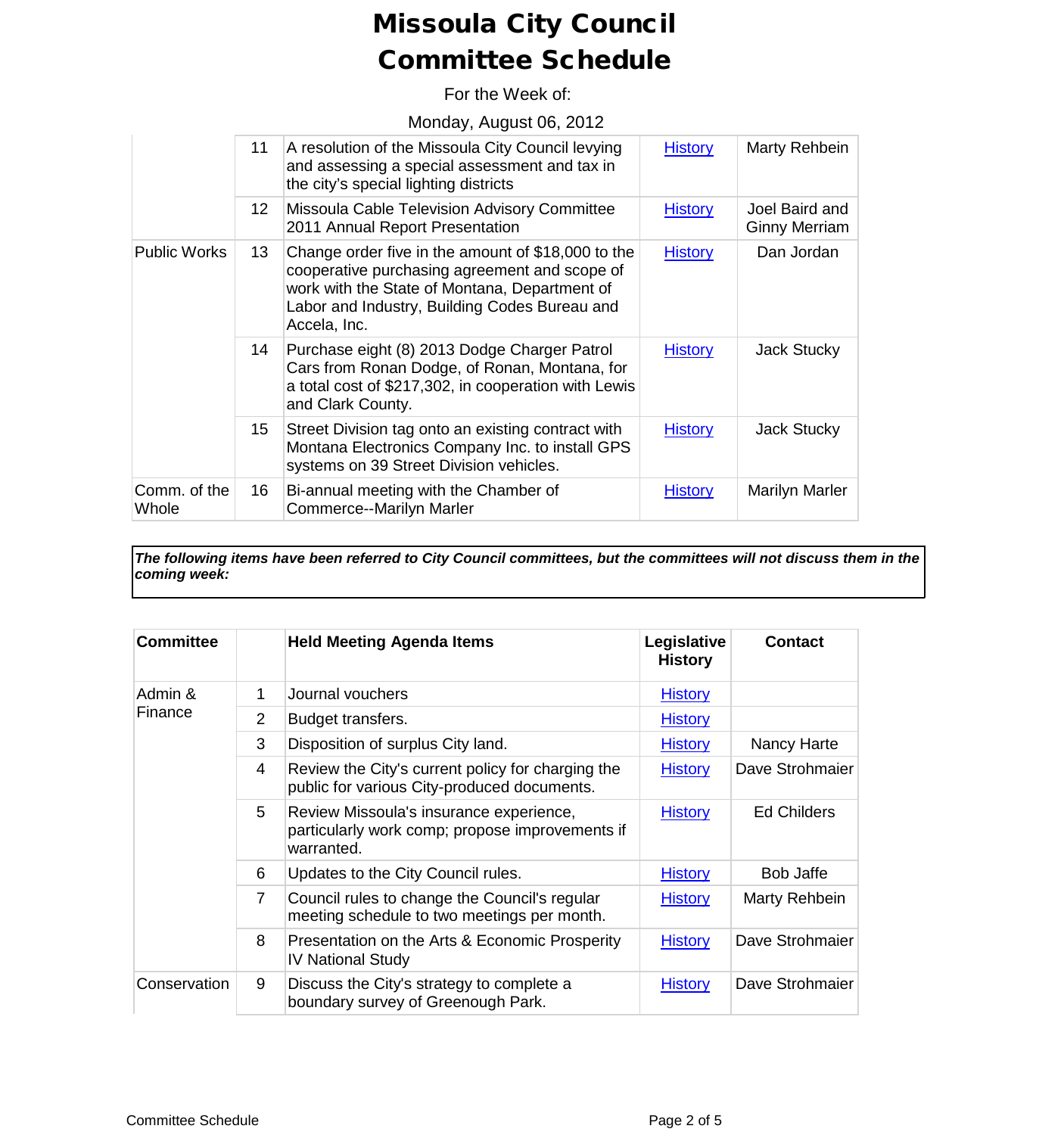# Missoula City Council
# Committee Schedule

For the Week of:

Monday, August 06, 2012

| | | | | |
|---|---|---|---|---|
| | 11 | A resolution of the Missoula City Council levying and assessing a special assessment and tax in the city's special lighting districts | History | Marty Rehbein |
| | 12 | Missoula Cable Television Advisory Committee 2011 Annual Report Presentation | History | Joel Baird and Ginny Merriam |
| Public Works | 13 | Change order five in the amount of $18,000 to the cooperative purchasing agreement and scope of work with the State of Montana, Department of Labor and Industry, Building Codes Bureau and Accela, Inc. | History | Dan Jordan |
| | 14 | Purchase eight (8) 2013 Dodge Charger Patrol Cars from Ronan Dodge, of Ronan, Montana, for a total cost of $217,302, in cooperation with Lewis and Clark County. | History | Jack Stucky |
| | 15 | Street Division tag onto an existing contract with Montana Electronics Company Inc. to install GPS systems on 39 Street Division vehicles. | History | Jack Stucky |
| Comm. of the Whole | 16 | Bi-annual meeting with the Chamber of Commerce--Marilyn Marler | History | Marilyn Marler |

***The following items have been referred to City Council committees, but the committees will not discuss them in the coming week:***

| Committee | | Held Meeting Agenda Items | Legislative History | Contact |
|---|---|---|---|---|
| Admin & Finance | 1 | Journal vouchers | History | |
| | 2 | Budget transfers. | History | |
| | 3 | Disposition of surplus City land. | History | Nancy Harte |
| | 4 | Review the City's current policy for charging the public for various City-produced documents. | History | Dave Strohmaier |
| | 5 | Review Missoula's insurance experience, particularly work comp; propose improvements if warranted. | History | Ed Childers |
| | 6 | Updates to the City Council rules. | History | Bob Jaffe |
| | 7 | Council rules to change the Council's regular meeting schedule to two meetings per month. | History | Marty Rehbein |
| | 8 | Presentation on the Arts & Economic Prosperity IV National Study | History | Dave Strohmaier |
| Conservation | 9 | Discuss the City's strategy to complete a boundary survey of Greenough Park. | History | Dave Strohmaier |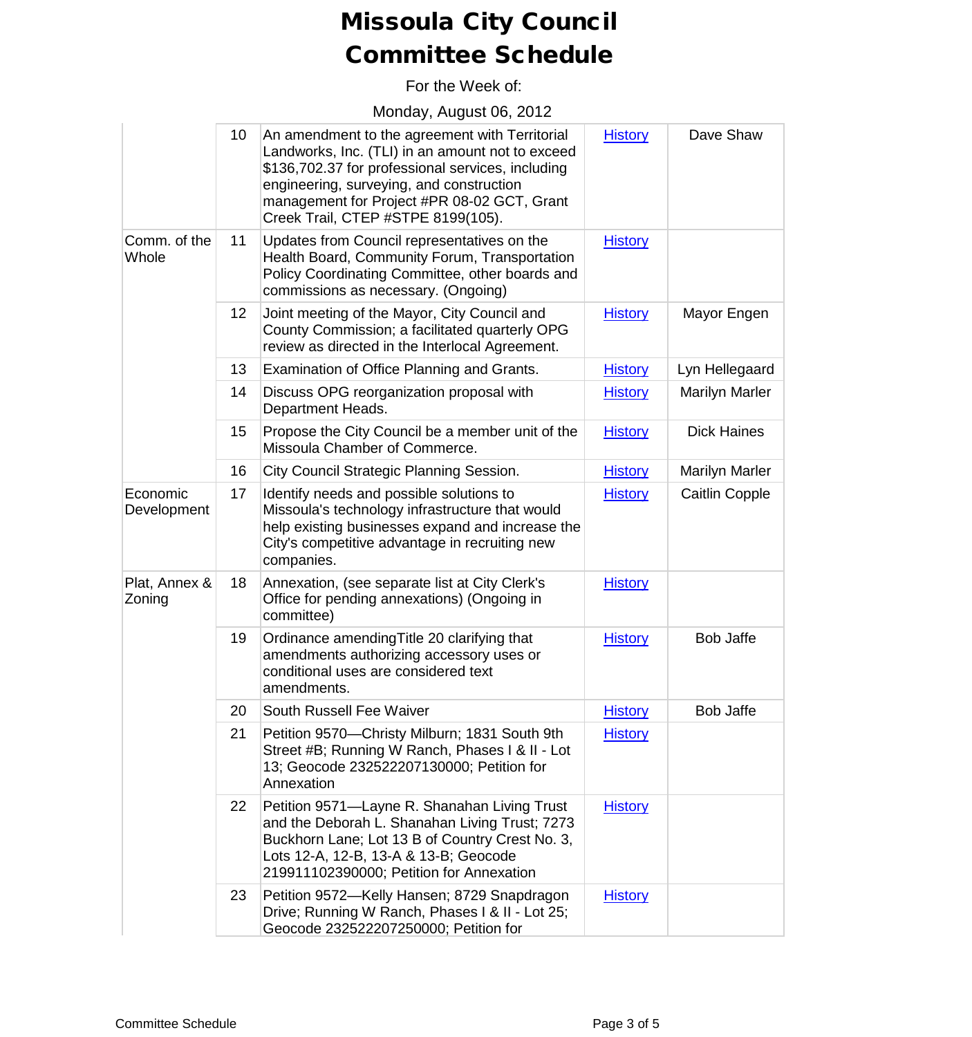# Missoula City Council Committee Schedule

For the Week of:

Monday, August 06, 2012

| | | | | |
|---|---|---|---|---|
| | 10 | An amendment to the agreement with Territorial Landworks, Inc. (TLI) in an amount not to exceed $136,702.37 for professional services, including engineering, surveying, and construction management for Project #PR 08-02 GCT, Grant Creek Trail, CTEP #STPE 8199(105). | History | Dave Shaw |
| Comm. of the Whole | 11 | Updates from Council representatives on the Health Board, Community Forum, Transportation Policy Coordinating Committee, other boards and commissions as necessary. (Ongoing) | History | |
| | 12 | Joint meeting of the Mayor, City Council and County Commission; a facilitated quarterly OPG review as directed in the Interlocal Agreement. | History | Mayor Engen |
| | 13 | Examination of Office Planning and Grants. | History | Lyn Hellegaard |
| | 14 | Discuss OPG reorganization proposal with Department Heads. | History | Marilyn Marler |
| | 15 | Propose the City Council be a member unit of the Missoula Chamber of Commerce. | History | Dick Haines |
| | 16 | City Council Strategic Planning Session. | History | Marilyn Marler |
| Economic Development | 17 | Identify needs and possible solutions to Missoula's technology infrastructure that would help existing businesses expand and increase the City's competitive advantage in recruiting new companies. | History | Caitlin Copple |
| Plat, Annex & Zoning | 18 | Annexation, (see separate list at City Clerk's Office for pending annexations) (Ongoing in committee) | History | |
| | 19 | Ordinance amendingTitle 20 clarifying that amendments authorizing accessory uses or conditional uses are considered text amendments. | History | Bob Jaffe |
| | 20 | South Russell Fee Waiver | History | Bob Jaffe |
| | 21 | Petition 9570—Christy Milburn; 1831 South 9th Street #B; Running W Ranch, Phases I & II - Lot 13; Geocode 232522207130000; Petition for Annexation | History | |
| | 22 | Petition 9571—Layne R. Shanahan Living Trust and the Deborah L. Shanahan Living Trust; 7273 Buckhorn Lane; Lot 13 B of Country Crest No. 3, Lots 12-A, 12-B, 13-A & 13-B; Geocode 219911102390000; Petition for Annexation | History | |
| | 23 | Petition 9572—Kelly Hansen; 8729 Snapdragon Drive; Running W Ranch, Phases I & II - Lot 25; Geocode 232522207250000; Petition for | History | |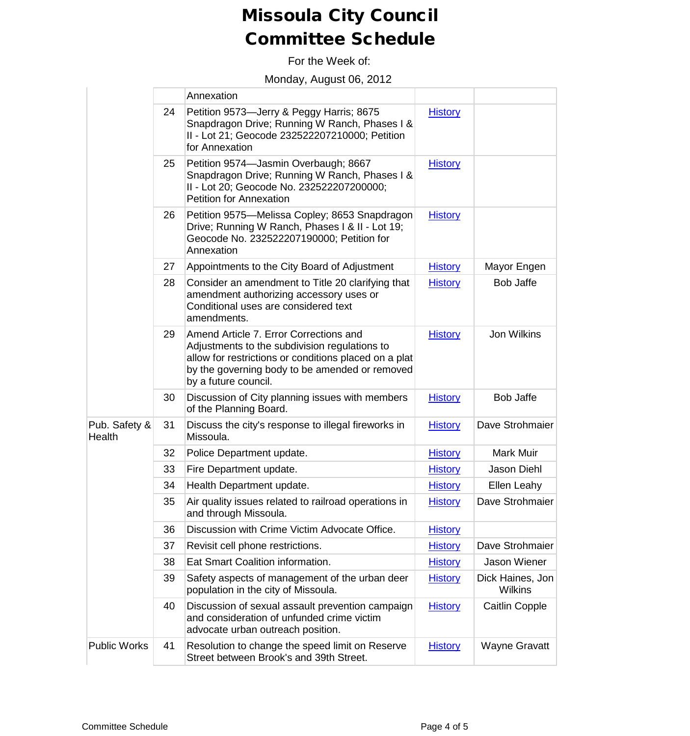# Missoula City Council Committee Schedule

For the Week of:

Monday, August 06, 2012

| | | | | |
|---|---|---|---|---|
| | | Annexation | | |
| | 24 | Petition 9573—Jerry & Peggy Harris; 8675 Snapdragon Drive; Running W Ranch, Phases I & II - Lot 21; Geocode 232522207210000; Petition for Annexation | History | |
| | 25 | Petition 9574—Jasmin Overbaugh; 8667 Snapdragon Drive; Running W Ranch, Phases I & II - Lot 20; Geocode No. 232522207200000; Petition for Annexation | History | |
| | 26 | Petition 9575—Melissa Copley; 8653 Snapdragon Drive; Running W Ranch, Phases I & II - Lot 19; Geocode No. 232522207190000; Petition for Annexation | History | |
| | 27 | Appointments to the City Board of Adjustment | History | Mayor Engen |
| | 28 | Consider an amendment to Title 20 clarifying that amendment authorizing accessory uses or Conditional uses are considered text amendments. | History | Bob Jaffe |
| | 29 | Amend Article 7. Error Corrections and Adjustments to the subdivision regulations to allow for restrictions or conditions placed on a plat by the governing body to be amended or removed by a future council. | History | Jon Wilkins |
| | 30 | Discussion of City planning issues with members of the Planning Board. | History | Bob Jaffe |
| Pub. Safety & Health | 31 | Discuss the city's response to illegal fireworks in Missoula. | History | Dave Strohmaier |
| | 32 | Police Department update. | History | Mark Muir |
| | 33 | Fire Department update. | History | Jason Diehl |
| | 34 | Health Department update. | History | Ellen Leahy |
| | 35 | Air quality issues related to railroad operations in and through Missoula. | History | Dave Strohmaier |
| | 36 | Discussion with Crime Victim Advocate Office. | History | |
| | 37 | Revisit cell phone restrictions. | History | Dave Strohmaier |
| | 38 | Eat Smart Coalition information. | History | Jason Wiener |
| | 39 | Safety aspects of management of the urban deer population in the city of Missoula. | History | Dick Haines, Jon Wilkins |
| | 40 | Discussion of sexual assault prevention campaign and consideration of unfunded crime victim advocate urban outreach position. | History | Caitlin Copple |
| Public Works | 41 | Resolution to change the speed limit on Reserve Street between Brook's and 39th Street. | History | Wayne Gravatt |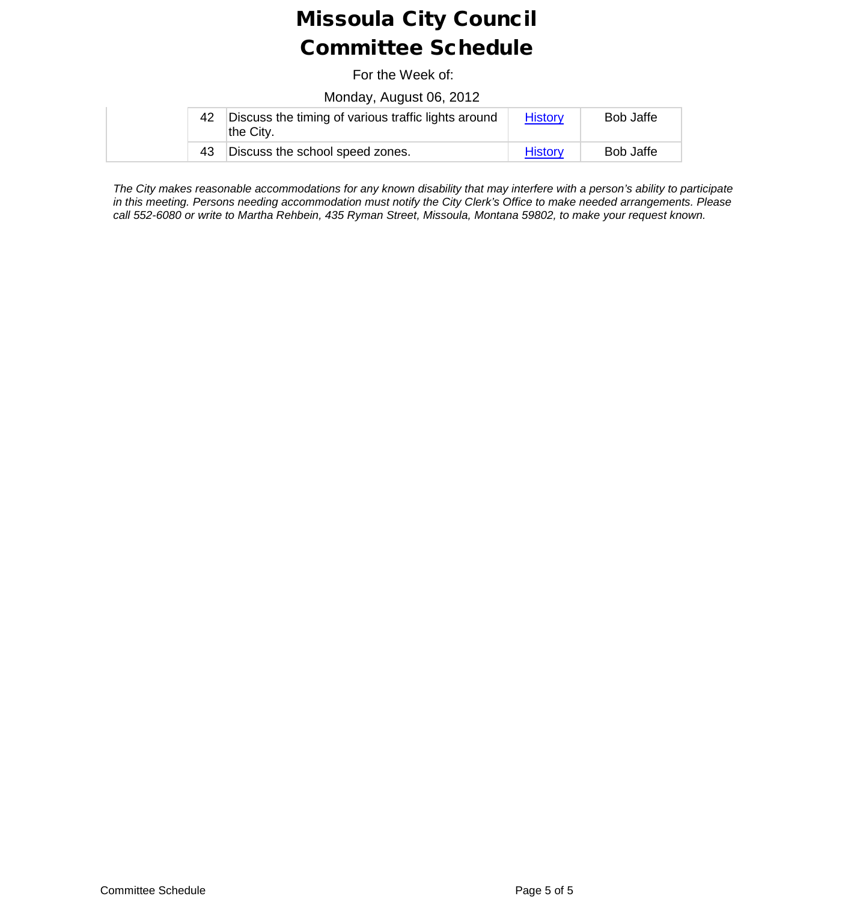# Missoula City Council
# Committee Schedule

For the Week of:

Monday, August 06, 2012

| | | | | |
|---|---|---|---|---|
| | 42 | Discuss the timing of various traffic lights around the City. | History | Bob Jaffe |
| | 43 | Discuss the school speed zones. | History | Bob Jaffe |

*The City makes reasonable accommodations for any known disability that may interfere with a person's ability to participate in this meeting. Persons needing accommodation must notify the City Clerk's Office to make needed arrangements. Please call 552-6080 or write to Martha Rehbein, 435 Ryman Street, Missoula, Montana 59802, to make your request known.*